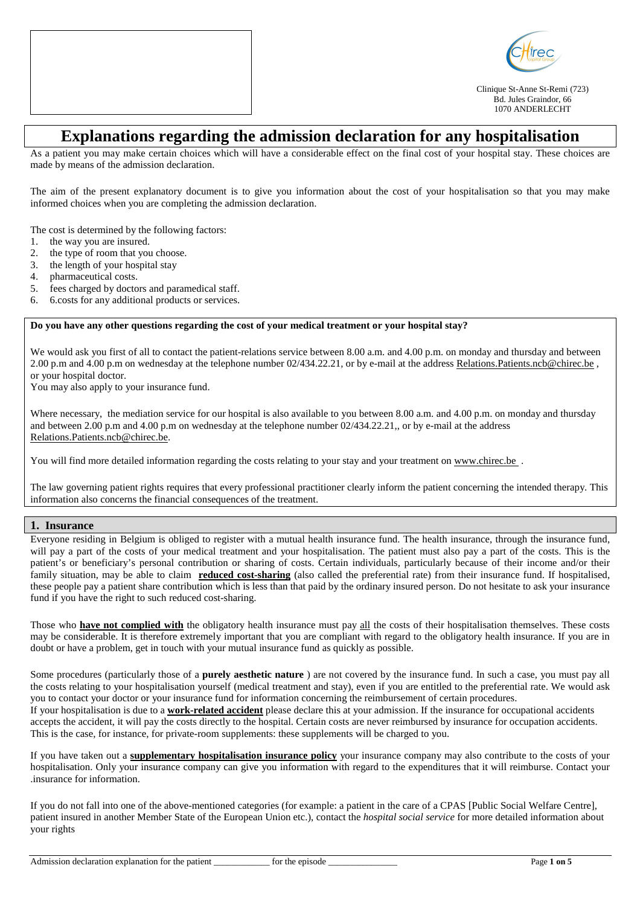Clinique St-Anne St-Remi (723)
Bd. Jules Graindor, 66
1070 ANDERLECHT

# Explanations regarding the admission declaration for any hospitalisation

As a patient you may make certain choices which will have a considerable effect on the final cost of your hospital stay. These choices are made by means of the admission declaration.

The aim of the present explanatory document is to give you information about the cost of your hospitalisation so that you may make informed choices when you are completing the admission declaration.

The cost is determined by the following factors:

1. the way you are insured.
2. the type of room that you choose.
3. the length of your hospital stay
4. pharmaceutical costs.
5. fees charged by doctors and paramedical staff.
6. 6.costs for any additional products or services.

**Do you have any other questions regarding the cost of your medical treatment or your hospital stay?**

We would ask you first of all to contact the patient-relations service between 8.00 a.m. and 4.00 p.m. on monday and thursday and between 2.00 p.m and 4.00 p.m on wednesday at the telephone number 02/434.22.21, or by e-mail at the address Relations.Patients.ncb@chirec.be , or your hospital doctor.
You may also apply to your insurance fund.

Where necessary, the mediation service for our hospital is also available to you between 8.00 a.m. and 4.00 p.m. on monday and thursday and between 2.00 p.m and 4.00 p.m on wednesday at the telephone number 02/434.22.21,, or by e-mail at the address Relations.Patients.ncb@chirec.be.

You will find more detailed information regarding the costs relating to your stay and your treatment on www.chirec.be .

The law governing patient rights requires that every professional practitioner clearly inform the patient concerning the intended therapy. This information also concerns the financial consequences of the treatment.

## 1. Insurance

Everyone residing in Belgium is obliged to register with a mutual health insurance fund. The health insurance, through the insurance fund, will pay a part of the costs of your medical treatment and your hospitalisation. The patient must also pay a part of the costs. This is the patient's or beneficiary's personal contribution or sharing of costs. Certain individuals, particularly because of their income and/or their family situation, may be able to claim **reduced cost-sharing** (also called the preferential rate) from their insurance fund. If hospitalised, these people pay a patient share contribution which is less than that paid by the ordinary insured person. Do not hesitate to ask your insurance fund if you have the right to such reduced cost-sharing.

Those who **have not complied with** the obligatory health insurance must pay all the costs of their hospitalisation themselves. These costs may be considerable. It is therefore extremely important that you are compliant with regard to the obligatory health insurance. If you are in doubt or have a problem, get in touch with your mutual insurance fund as quickly as possible.

Some procedures (particularly those of a **purely aesthetic nature** ) are not covered by the insurance fund. In such a case, you must pay all the costs relating to your hospitalisation yourself (medical treatment and stay), even if you are entitled to the preferential rate. We would ask you to contact your doctor or your insurance fund for information concerning the reimbursement of certain procedures.
If your hospitalisation is due to a **work-related accident** please declare this at your admission. If the insurance for occupational accidents accepts the accident, it will pay the costs directly to the hospital. Certain costs are never reimbursed by insurance for occupation accidents. This is the case, for instance, for private-room supplements: these supplements will be charged to you.

If you have taken out a **supplementary hospitalisation insurance policy** your insurance company may also contribute to the costs of your hospitalisation. Only your insurance company can give you information with regard to the expenditures that it will reimburse. Contact your .insurance for information.

If you do not fall into one of the above-mentioned categories (for example: a patient in the care of a CPAS [Public Social Welfare Centre], patient insured in another Member State of the European Union etc.), contact the *hospital social service* for more detailed information about your rights

Admission declaration explanation for the patient ____________ for the episode _______________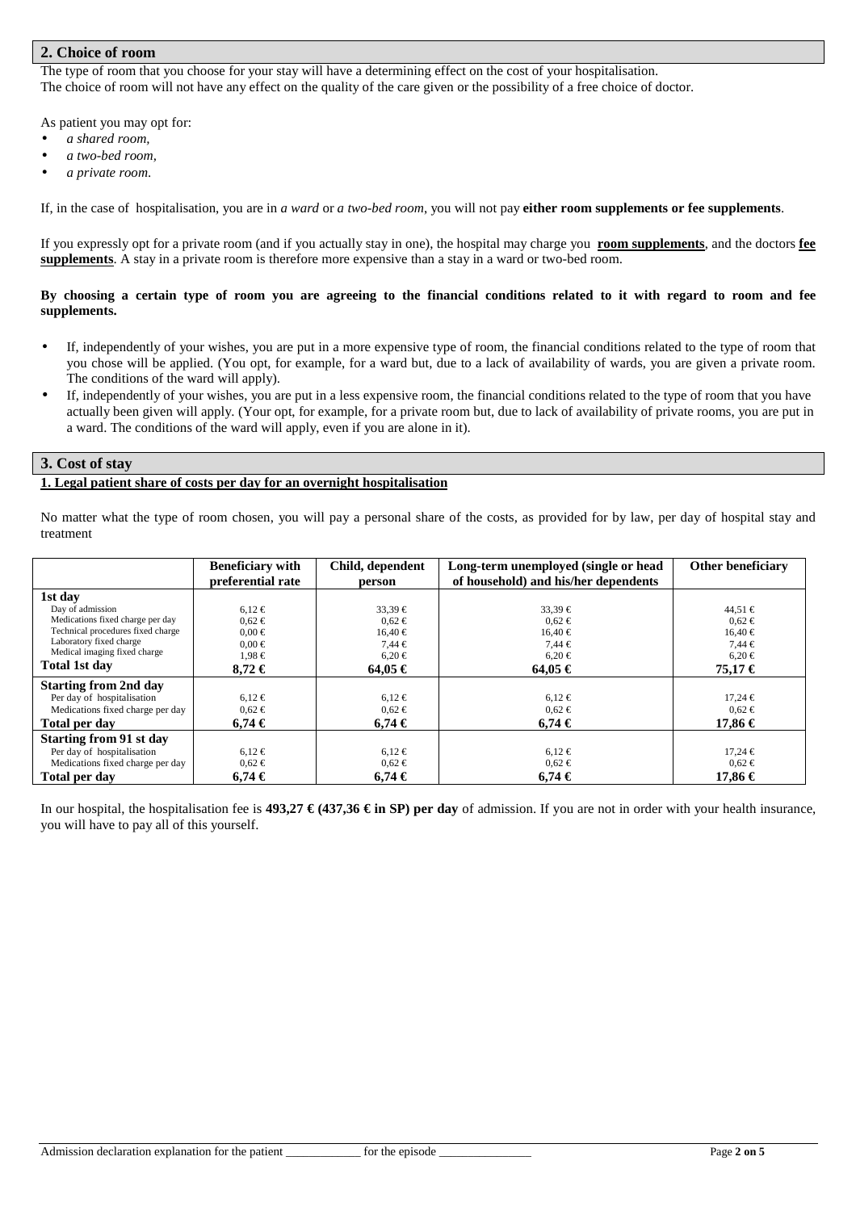## 2. Choice of room

The type of room that you choose for your stay will have a determining effect on the cost of your hospitalisation.
The choice of room will not have any effect on the quality of the care given or the possibility of a free choice of doctor.

As patient you may opt for:

- *a shared room,*
- *a two-bed room,*
- *a private room.*

If, in the case of hospitalisation, you are in *a ward* or *a two-bed room*, you will not pay **either room supplements or fee supplements**.

If you expressly opt for a private room (and if you actually stay in one), the hospital may charge you **room supplements**, and the doctors **fee supplements**. A stay in a private room is therefore more expensive than a stay in a ward or two-bed room.

**By choosing a certain type of room you are agreeing to the financial conditions related to it with regard to room and fee supplements.**

- If, independently of your wishes, you are put in a more expensive type of room, the financial conditions related to the type of room that you chose will be applied. (You opt, for example, for a ward but, due to a lack of availability of wards, you are given a private room. The conditions of the ward will apply).
- If, independently of your wishes, you are put in a less expensive room, the financial conditions related to the type of room that you have actually been given will apply. (Your opt, for example, for a private room but, due to lack of availability of private rooms, you are put in a ward. The conditions of the ward will apply, even if you are alone in it).

## 3. Cost of stay

**1. Legal patient share of costs per day for an overnight hospitalisation**

No matter what the type of room chosen, you will pay a personal share of the costs, as provided for by law, per day of hospital stay and treatment

| | Beneficiary with preferential rate | Child, dependent person | Long-term unemployed (single or head of household) and his/her dependents | Other beneficiary |
|---|---|---|---|---|
| **1st day** | | | | |
| Day of admission | 6,12 € | 33,39 € | 33,39 € | 44,51 € |
| Medications fixed charge per day | 0,62 € | 0,62 € | 0,62 € | 0,62 € |
| Technical procedures fixed charge | 0,00 € | 16,40 € | 16,40 € | 16,40 € |
| Laboratory fixed charge | 0,00 € | 7,44 € | 7,44 € | 7,44 € |
| Medical imaging fixed charge | 1,98 € | 6,20 € | 6,20 € | 6,20 € |
| **Total 1st day** | **8,72 €** | **64,05 €** | **64,05 €** | **75,17 €** |
| **Starting from 2nd day** | | | | |
| Per day of hospitalisation | 6,12 € | 6,12 € | 6,12 € | 17,24 € |
| Medications fixed charge per day | 0,62 € | 0,62 € | 0,62 € | 0,62 € |
| **Total per day** | **6,74 €** | **6,74 €** | **6,74 €** | **17,86 €** |
| **Starting from 91 st day** | | | | |
| Per day of hospitalisation | 6,12 € | 6,12 € | 6,12 € | 17,24 € |
| Medications fixed charge per day | 0,62 € | 0,62 € | 0,62 € | 0,62 € |
| **Total per day** | **6,74 €** | **6,74 €** | **6,74 €** | **17,86 €** |

In our hospital, the hospitalisation fee is **493,27 € (437,36 € in SP) per day** of admission. If you are not in order with your health insurance, you will have to pay all of this yourself.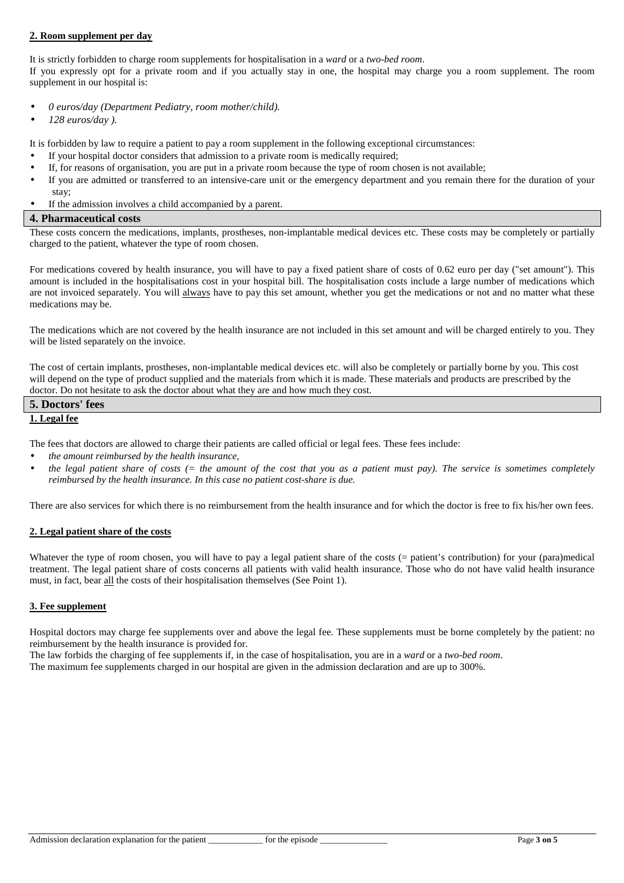**2. Room supplement per day**

It is strictly forbidden to charge room supplements for hospitalisation in a *ward* or a *two-bed room*.
If you expressly opt for a private room and if you actually stay in one, the hospital may charge you a room supplement. The room supplement in our hospital is:

- *0 euros/day (Department Pediatry, room mother/child).*
- *128 euros/day ).*

It is forbidden by law to require a patient to pay a room supplement in the following exceptional circumstances:

- If your hospital doctor considers that admission to a private room is medically required;
- If, for reasons of organisation, you are put in a private room because the type of room chosen is not available;
- If you are admitted or transferred to an intensive-care unit or the emergency department and you remain there for the duration of your stay;
- If the admission involves a child accompanied by a parent.

## 4. Pharmaceutical costs

These costs concern the medications, implants, prostheses, non-implantable medical devices etc. These costs may be completely or partially charged to the patient, whatever the type of room chosen.

For medications covered by health insurance, you will have to pay a fixed patient share of costs of 0.62 euro per day ("set amount"). This amount is included in the hospitalisations cost in your hospital bill. The hospitalisation costs include a large number of medications which are not invoiced separately. You will always have to pay this set amount, whether you get the medications or not and no matter what these medications may be.

The medications which are not covered by the health insurance are not included in this set amount and will be charged entirely to you. They will be listed separately on the invoice.

The cost of certain implants, prostheses, non-implantable medical devices etc. will also be completely or partially borne by you. This cost will depend on the type of product supplied and the materials from which it is made. These materials and products are prescribed by the doctor. Do not hesitate to ask the doctor about what they are and how much they cost.

## 5. Doctors' fees

**1. Legal fee**

The fees that doctors are allowed to charge their patients are called official or legal fees. These fees include:

- *the amount reimbursed by the health insurance,*
- *the legal patient share of costs (= the amount of the cost that you as a patient must pay). The service is sometimes completely reimbursed by the health insurance. In this case no patient cost-share is due.*

There are also services for which there is no reimbursement from the health insurance and for which the doctor is free to fix his/her own fees.

**2. Legal patient share of the costs**

Whatever the type of room chosen, you will have to pay a legal patient share of the costs (= patient's contribution) for your (para)medical treatment. The legal patient share of costs concerns all patients with valid health insurance. Those who do not have valid health insurance must, in fact, bear all the costs of their hospitalisation themselves (See Point 1).

**3. Fee supplement**

Hospital doctors may charge fee supplements over and above the legal fee. These supplements must be borne completely by the patient: no reimbursement by the health insurance is provided for.
The law forbids the charging of fee supplements if, in the case of hospitalisation, you are in a *ward* or a *two-bed room*.
The maximum fee supplements charged in our hospital are given in the admission declaration and are up to 300%.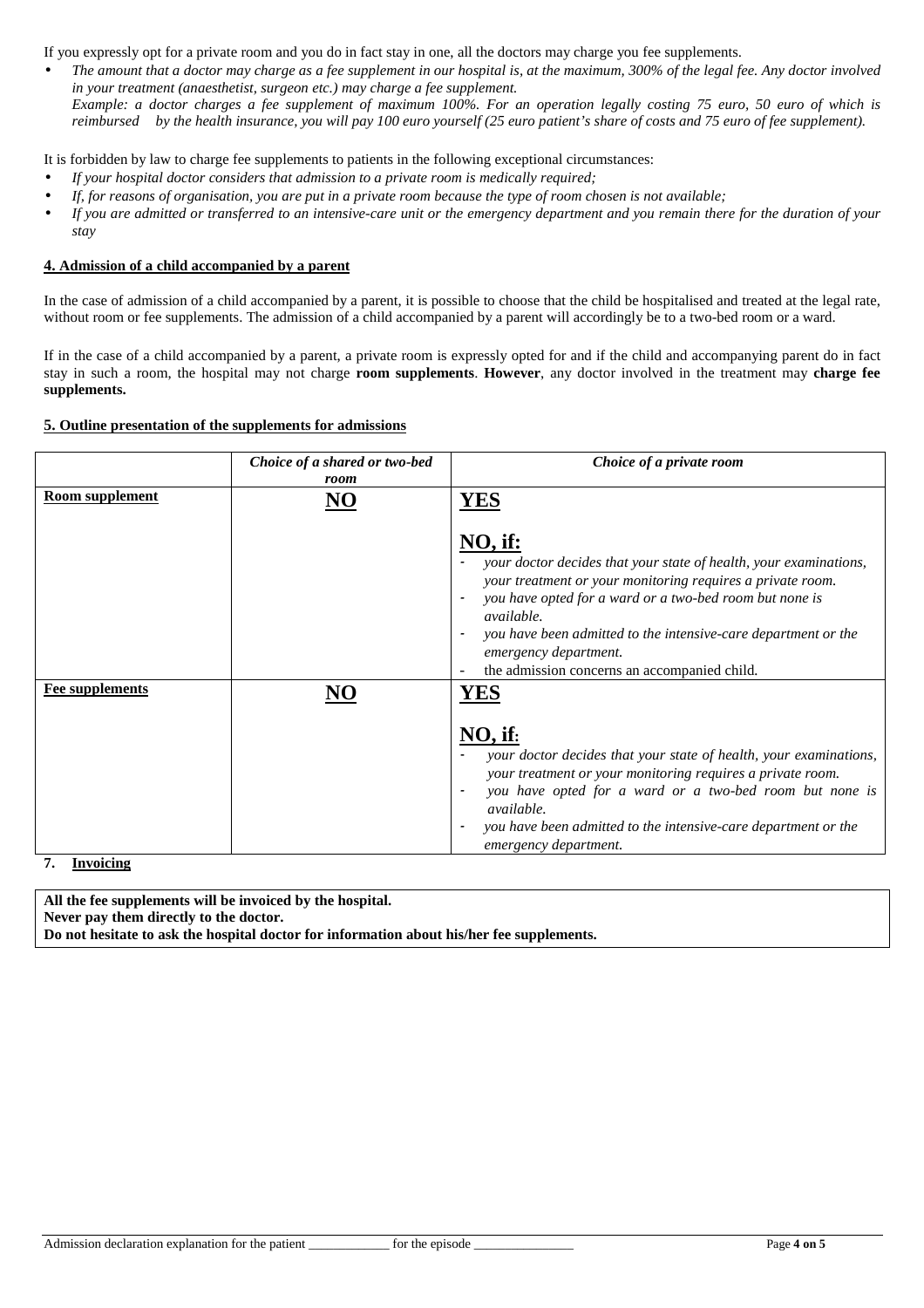If you expressly opt for a private room and you do in fact stay in one, all the doctors may charge you fee supplements.

- *The amount that a doctor may charge as a fee supplement in our hospital is, at the maximum, 300% of the legal fee. Any doctor involved in your treatment (anaesthetist, surgeon etc.) may charge a fee supplement.*
  *Example: a doctor charges a fee supplement of maximum 100%. For an operation legally costing 75 euro, 50 euro of which is reimbursed by the health insurance, you will pay 100 euro yourself (25 euro patient's share of costs and 75 euro of fee supplement).*

It is forbidden by law to charge fee supplements to patients in the following exceptional circumstances:

- *If your hospital doctor considers that admission to a private room is medically required;*
- *If, for reasons of organisation, you are put in a private room because the type of room chosen is not available;*
- *If you are admitted or transferred to an intensive-care unit or the emergency department and you remain there for the duration of your stay*

**4. Admission of a child accompanied by a parent**

In the case of admission of a child accompanied by a parent, it is possible to choose that the child be hospitalised and treated at the legal rate, without room or fee supplements. The admission of a child accompanied by a parent will accordingly be to a two-bed room or a ward.

If in the case of a child accompanied by a parent, a private room is expressly opted for and if the child and accompanying parent do in fact stay in such a room, the hospital may not charge **room supplements**. **However**, any doctor involved in the treatment may **charge fee supplements.**

**5. Outline presentation of the supplements for admissions**

| | *Choice of a shared or two-bed room* | *Choice of a private room* |
|---|---|---|
| **Room supplement** | **NO** | **YES**<br><br>**NO, if:**<br>- *your doctor decides that your state of health, your examinations, your treatment or your monitoring requires a private room.*<br>- *you have opted for a ward or a two-bed room but none is available.*<br>- *you have been admitted to the intensive-care department or the emergency department.*<br>- the admission concerns an accompanied child. |
| **Fee supplements** | **NO** | **YES**<br><br>**NO, if:**<br>- *your doctor decides that your state of health, your examinations, your treatment or your monitoring requires a private room.*<br>- *you have opted for a ward or a two-bed room but none is available.*<br>- *you have been admitted to the intensive-care department or the emergency department.* |

**7. Invoicing**

**All the fee supplements will be invoiced by the hospital.**
**Never pay them directly to the doctor.**
**Do not hesitate to ask the hospital doctor for information about his/her fee supplements.**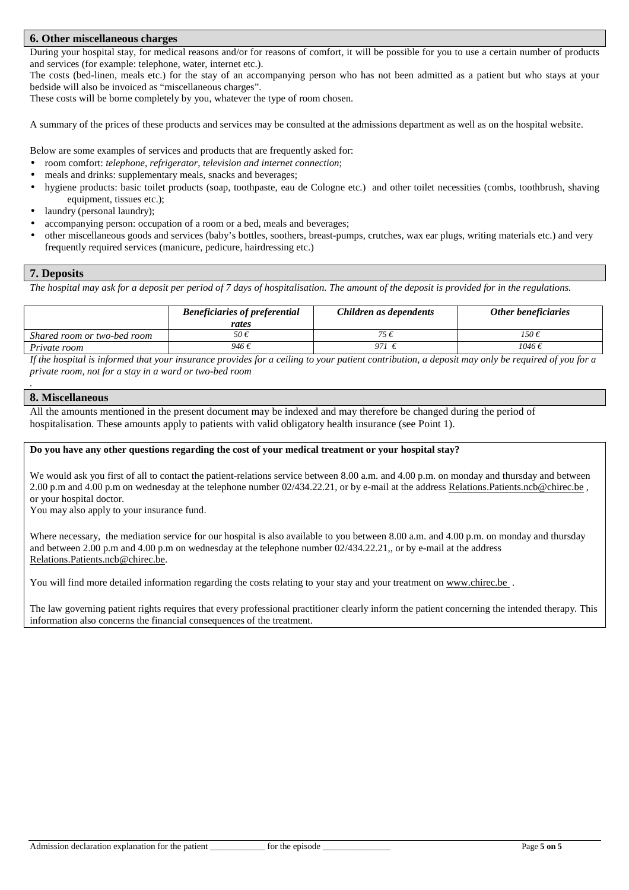## 6. Other miscellaneous charges

During your hospital stay, for medical reasons and/or for reasons of comfort, it will be possible for you to use a certain number of products and services (for example: telephone, water, internet etc.).

The costs (bed-linen, meals etc.) for the stay of an accompanying person who has not been admitted as a patient but who stays at your bedside will also be invoiced as "miscellaneous charges".

These costs will be borne completely by you, whatever the type of room chosen.

A summary of the prices of these products and services may be consulted at the admissions department as well as on the hospital website.

Below are some examples of services and products that are frequently asked for:

- room comfort: *telephone, refrigerator, television and internet connection*;
- meals and drinks: supplementary meals, snacks and beverages;
- hygiene products: basic toilet products (soap, toothpaste, eau de Cologne etc.) and other toilet necessities (combs, toothbrush, shaving equipment, tissues etc.);
- laundry (personal laundry);
- accompanying person: occupation of a room or a bed, meals and beverages;
- other miscellaneous goods and services (baby's bottles, soothers, breast-pumps, crutches, wax ear plugs, writing materials etc.) and very frequently required services (manicure, pedicure, hairdressing etc.)

## 7. Deposits

*The hospital may ask for a deposit per period of 7 days of hospitalisation. The amount of the deposit is provided for in the regulations.*

| | ***Beneficiaries of preferential rates*** | ***Children as dependents*** | ***Other beneficiaries*** |
|---|---|---|---|
| *Shared room or two-bed room* | *50 €* | *75 €* | *150 €* |
| *Private room* | *946 €* | *971 €* | *1046 €* |

*If the hospital is informed that your insurance provides for a ceiling to your patient contribution, a deposit may only be required of you for a private room, not for a stay in a ward or two-bed room*

## 8. Miscellaneous

All the amounts mentioned in the present document may be indexed and may therefore be changed during the period of hospitalisation. These amounts apply to patients with valid obligatory health insurance (see Point 1).

**Do you have any other questions regarding the cost of your medical treatment or your hospital stay?**

We would ask you first of all to contact the patient-relations service between 8.00 a.m. and 4.00 p.m. on monday and thursday and between 2.00 p.m and 4.00 p.m on wednesday at the telephone number 02/434.22.21, or by e-mail at the address Relations.Patients.ncb@chirec.be , or your hospital doctor.

You may also apply to your insurance fund.

Where necessary, the mediation service for our hospital is also available to you between 8.00 a.m. and 4.00 p.m. on monday and thursday and between 2.00 p.m and 4.00 p.m on wednesday at the telephone number 02/434.22.21,, or by e-mail at the address Relations.Patients.ncb@chirec.be.

You will find more detailed information regarding the costs relating to your stay and your treatment on www.chirec.be .

The law governing patient rights requires that every professional practitioner clearly inform the patient concerning the intended therapy. This information also concerns the financial consequences of the treatment.

Admission declaration explanation for the patient ____________ for the episode _______________